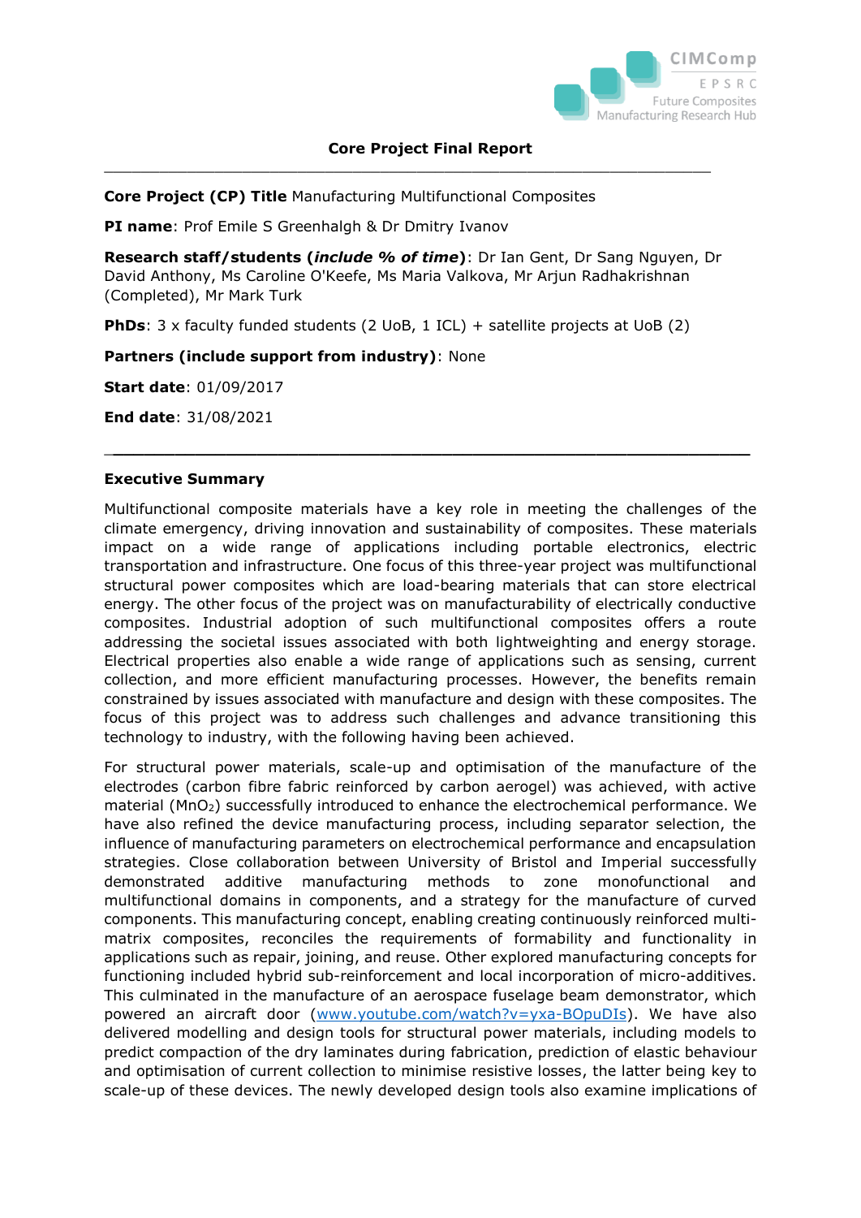## Core Project Final Report

**Core Project (CP) Title** Manufacturing Multifunctional Composites

**PI name**: Prof Emile S Greenhalgh & Dr Dmitry Ivanov

**Research staff/students (*include % of time*)**: Dr Ian Gent, Dr Sang Nguyen, Dr David Anthony, Ms Caroline O'Keefe, Ms Maria Valkova, Mr Arjun Radhakrishnan (Completed), Mr Mark Turk

**PhDs**: 3 x faculty funded students (2 UoB, 1 ICL) + satellite projects at UoB (2)

**Partners (include support from industry)**: None

**Start date**: 01/09/2017

**End date**: 31/08/2021

---

### Executive Summary

Multifunctional composite materials have a key role in meeting the challenges of the climate emergency, driving innovation and sustainability of composites. These materials impact on a wide range of applications including portable electronics, electric transportation and infrastructure. One focus of this three-year project was multifunctional structural power composites which are load-bearing materials that can store electrical energy. The other focus of the project was on manufacturability of electrically conductive composites. Industrial adoption of such multifunctional composites offers a route addressing the societal issues associated with both lightweighting and energy storage. Electrical properties also enable a wide range of applications such as sensing, current collection, and more efficient manufacturing processes. However, the benefits remain constrained by issues associated with manufacture and design with these composites. The focus of this project was to address such challenges and advance transitioning this technology to industry, with the following having been achieved.

For structural power materials, scale-up and optimisation of the manufacture of the electrodes (carbon fibre fabric reinforced by carbon aerogel) was achieved, with active material ($MnO_2$) successfully introduced to enhance the electrochemical performance. We have also refined the device manufacturing process, including separator selection, the influence of manufacturing parameters on electrochemical performance and encapsulation strategies. Close collaboration between University of Bristol and Imperial successfully demonstrated additive manufacturing methods to zone monofunctional and multifunctional domains in components, and a strategy for the manufacture of curved components. This manufacturing concept, enabling creating continuously reinforced multi-matrix composites, reconciles the requirements of formability and functionality in applications such as repair, joining, and reuse. Other explored manufacturing concepts for functioning included hybrid sub-reinforcement and local incorporation of micro-additives. This culminated in the manufacture of an aerospace fuselage beam demonstrator, which powered an aircraft door (www.youtube.com/watch?v=yxa-BOpuDIs). We have also delivered modelling and design tools for structural power materials, including models to predict compaction of the dry laminates during fabrication, prediction of elastic behaviour and optimisation of current collection to minimise resistive losses, the latter being key to scale-up of these devices. The newly developed design tools also examine implications of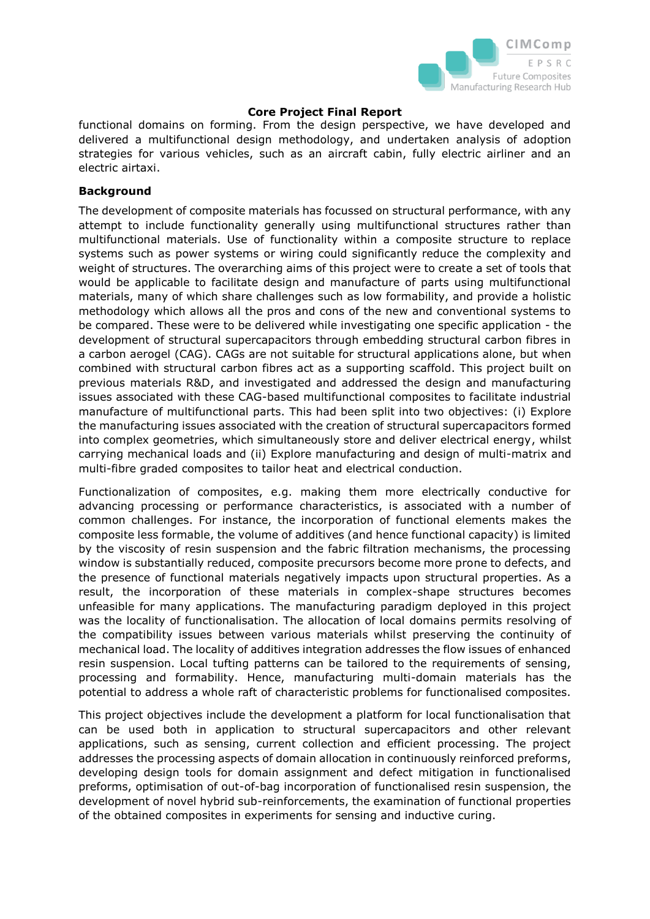functional domains on forming. From the design perspective, we have developed and delivered a multifunctional design methodology, and undertaken analysis of adoption strategies for various vehicles, such as an aircraft cabin, fully electric airliner and an electric airtaxi.

**Background**

The development of composite materials has focussed on structural performance, with any attempt to include functionality generally using multifunctional structures rather than multifunctional materials. Use of functionality within a composite structure to replace systems such as power systems or wiring could significantly reduce the complexity and weight of structures. The overarching aims of this project were to create a set of tools that would be applicable to facilitate design and manufacture of parts using multifunctional materials, many of which share challenges such as low formability, and provide a holistic methodology which allows all the pros and cons of the new and conventional systems to be compared. These were to be delivered while investigating one specific application - the development of structural supercapacitors through embedding structural carbon fibres in a carbon aerogel (CAG). CAGs are not suitable for structural applications alone, but when combined with structural carbon fibres act as a supporting scaffold. This project built on previous materials R&D, and investigated and addressed the design and manufacturing issues associated with these CAG-based multifunctional composites to facilitate industrial manufacture of multifunctional parts. This had been split into two objectives: (i) Explore the manufacturing issues associated with the creation of structural supercapacitors formed into complex geometries, which simultaneously store and deliver electrical energy, whilst carrying mechanical loads and (ii) Explore manufacturing and design of multi-matrix and multi-fibre graded composites to tailor heat and electrical conduction.

Functionalization of composites, e.g. making them more electrically conductive for advancing processing or performance characteristics, is associated with a number of common challenges. For instance, the incorporation of functional elements makes the composite less formable, the volume of additives (and hence functional capacity) is limited by the viscosity of resin suspension and the fabric filtration mechanisms, the processing window is substantially reduced, composite precursors become more prone to defects, and the presence of functional materials negatively impacts upon structural properties. As a result, the incorporation of these materials in complex-shape structures becomes unfeasible for many applications. The manufacturing paradigm deployed in this project was the locality of functionalisation. The allocation of local domains permits resolving of the compatibility issues between various materials whilst preserving the continuity of mechanical load. The locality of additives integration addresses the flow issues of enhanced resin suspension. Local tufting patterns can be tailored to the requirements of sensing, processing and formability. Hence, manufacturing multi-domain materials has the potential to address a whole raft of characteristic problems for functionalised composites.

This project objectives include the development a platform for local functionalisation that can be used both in application to structural supercapacitors and other relevant applications, such as sensing, current collection and efficient processing. The project addresses the processing aspects of domain allocation in continuously reinforced preforms, developing design tools for domain assignment and defect mitigation in functionalised preforms, optimisation of out-of-bag incorporation of functionalised resin suspension, the development of novel hybrid sub-reinforcements, the examination of functional properties of the obtained composites in experiments for sensing and inductive curing.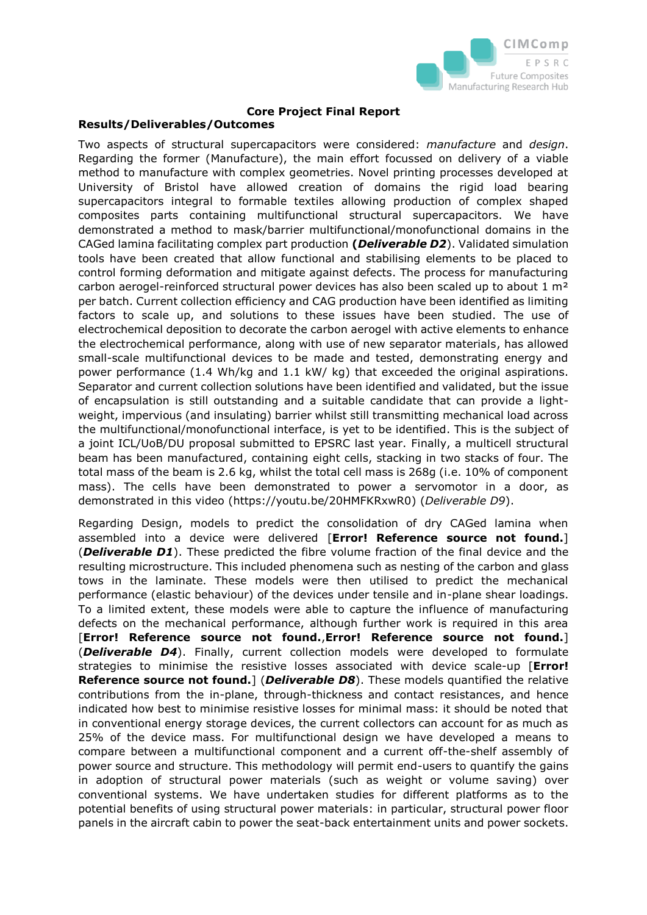**Core Project Final Report**

**Results/Deliverables/Outcomes**

Two aspects of structural supercapacitors were considered: *manufacture* and *design*. Regarding the former (Manufacture), the main effort focussed on delivery of a viable method to manufacture with complex geometries. Novel printing processes developed at University of Bristol have allowed creation of domains the rigid load bearing supercapacitors integral to formable textiles allowing production of complex shaped composites parts containing multifunctional structural supercapacitors. We have demonstrated a method to mask/barrier multifunctional/monofunctional domains in the CAGed lamina facilitating complex part production **(*Deliverable D2*)**. Validated simulation tools have been created that allow functional and stabilising elements to be placed to control forming deformation and mitigate against defects. The process for manufacturing carbon aerogel-reinforced structural power devices has also been scaled up to about 1 m² per batch. Current collection efficiency and CAG production have been identified as limiting factors to scale up, and solutions to these issues have been studied. The use of electrochemical deposition to decorate the carbon aerogel with active elements to enhance the electrochemical performance, along with use of new separator materials, has allowed small-scale multifunctional devices to be made and tested, demonstrating energy and power performance (1.4 Wh/kg and 1.1 kW/ kg) that exceeded the original aspirations. Separator and current collection solutions have been identified and validated, but the issue of encapsulation is still outstanding and a suitable candidate that can provide a light-weight, impervious (and insulating) barrier whilst still transmitting mechanical load across the multifunctional/monofunctional interface, is yet to be identified. This is the subject of a joint ICL/UoB/DU proposal submitted to EPSRC last year. Finally, a multicell structural beam has been manufactured, containing eight cells, stacking in two stacks of four. The total mass of the beam is 2.6 kg, whilst the total cell mass is 268g (i.e. 10% of component mass). The cells have been demonstrated to power a servomotor in a door, as demonstrated in this video (https://youtu.be/20HMFKRxwR0) (*Deliverable D9*).

Regarding Design, models to predict the consolidation of dry CAGed lamina when assembled into a device were delivered [**Error! Reference source not found.**] (***Deliverable D1***). These predicted the fibre volume fraction of the final device and the resulting microstructure. This included phenomena such as nesting of the carbon and glass tows in the laminate. These models were then utilised to predict the mechanical performance (elastic behaviour) of the devices under tensile and in-plane shear loadings. To a limited extent, these models were able to capture the influence of manufacturing defects on the mechanical performance, although further work is required in this area [**Error! Reference source not found.**,**Error! Reference source not found.**] (***Deliverable D4***). Finally, current collection models were developed to formulate strategies to minimise the resistive losses associated with device scale-up [**Error! Reference source not found.**] (***Deliverable D8***). These models quantified the relative contributions from the in-plane, through-thickness and contact resistances, and hence indicated how best to minimise resistive losses for minimal mass: it should be noted that in conventional energy storage devices, the current collectors can account for as much as 25% of the device mass. For multifunctional design we have developed a means to compare between a multifunctional component and a current off-the-shelf assembly of power source and structure. This methodology will permit end-users to quantify the gains in adoption of structural power materials (such as weight or volume saving) over conventional systems. We have undertaken studies for different platforms as to the potential benefits of using structural power materials: in particular, structural power floor panels in the aircraft cabin to power the seat-back entertainment units and power sockets.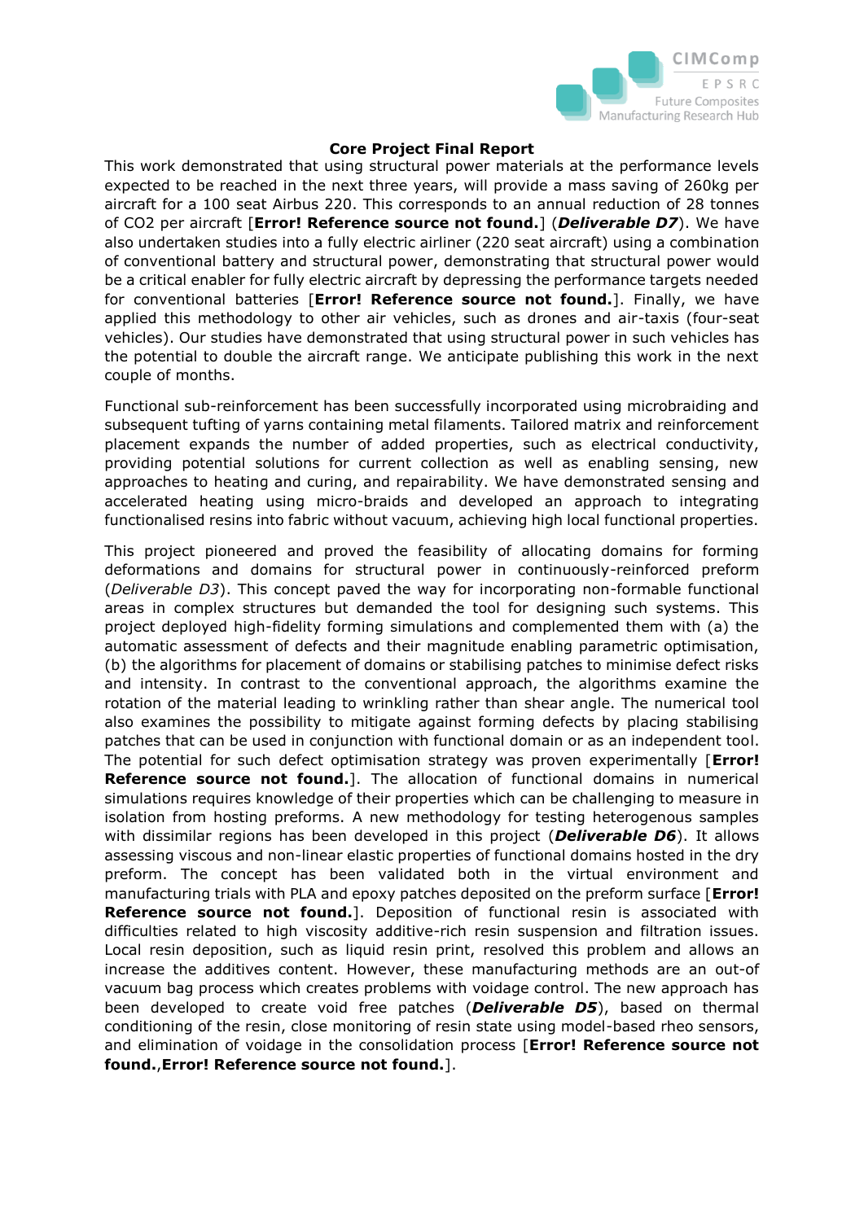**Core Project Final Report**

This work demonstrated that using structural power materials at the performance levels expected to be reached in the next three years, will provide a mass saving of 260kg per aircraft for a 100 seat Airbus 220. This corresponds to an annual reduction of 28 tonnes of $CO_2$ per aircraft [**Error! Reference source not found.**] (***Deliverable D7***). We have also undertaken studies into a fully electric airliner (220 seat aircraft) using a combination of conventional battery and structural power, demonstrating that structural power would be a critical enabler for fully electric aircraft by depressing the performance targets needed for conventional batteries [**Error! Reference source not found.**]. Finally, we have applied this methodology to other air vehicles, such as drones and air-taxis (four-seat vehicles). Our studies have demonstrated that using structural power in such vehicles has the potential to double the aircraft range. We anticipate publishing this work in the next couple of months.

Functional sub-reinforcement has been successfully incorporated using microbraiding and subsequent tufting of yarns containing metal filaments. Tailored matrix and reinforcement placement expands the number of added properties, such as electrical conductivity, providing potential solutions for current collection as well as enabling sensing, new approaches to heating and curing, and repairability. We have demonstrated sensing and accelerated heating using micro-braids and developed an approach to integrating functionalised resins into fabric without vacuum, achieving high local functional properties.

This project pioneered and proved the feasibility of allocating domains for forming deformations and domains for structural power in continuously-reinforced preform (*Deliverable D3*). This concept paved the way for incorporating non-formable functional areas in complex structures but demanded the tool for designing such systems. This project deployed high-fidelity forming simulations and complemented them with (a) the automatic assessment of defects and their magnitude enabling parametric optimisation, (b) the algorithms for placement of domains or stabilising patches to minimise defect risks and intensity. In contrast to the conventional approach, the algorithms examine the rotation of the material leading to wrinkling rather than shear angle. The numerical tool also examines the possibility to mitigate against forming defects by placing stabilising patches that can be used in conjunction with functional domain or as an independent tool. The potential for such defect optimisation strategy was proven experimentally [**Error! Reference source not found.**]. The allocation of functional domains in numerical simulations requires knowledge of their properties which can be challenging to measure in isolation from hosting preforms. A new methodology for testing heterogenous samples with dissimilar regions has been developed in this project (***Deliverable D6***). It allows assessing viscous and non-linear elastic properties of functional domains hosted in the dry preform. The concept has been validated both in the virtual environment and manufacturing trials with PLA and epoxy patches deposited on the preform surface [**Error! Reference source not found.**]. Deposition of functional resin is associated with difficulties related to high viscosity additive-rich resin suspension and filtration issues. Local resin deposition, such as liquid resin print, resolved this problem and allows an increase the additives content. However, these manufacturing methods are an out-of vacuum bag process which creates problems with voidage control. The new approach has been developed to create void free patches (***Deliverable D5***), based on thermal conditioning of the resin, close monitoring of resin state using model-based rheo sensors, and elimination of voidage in the consolidation process [**Error! Reference source not found.**,**Error! Reference source not found.**].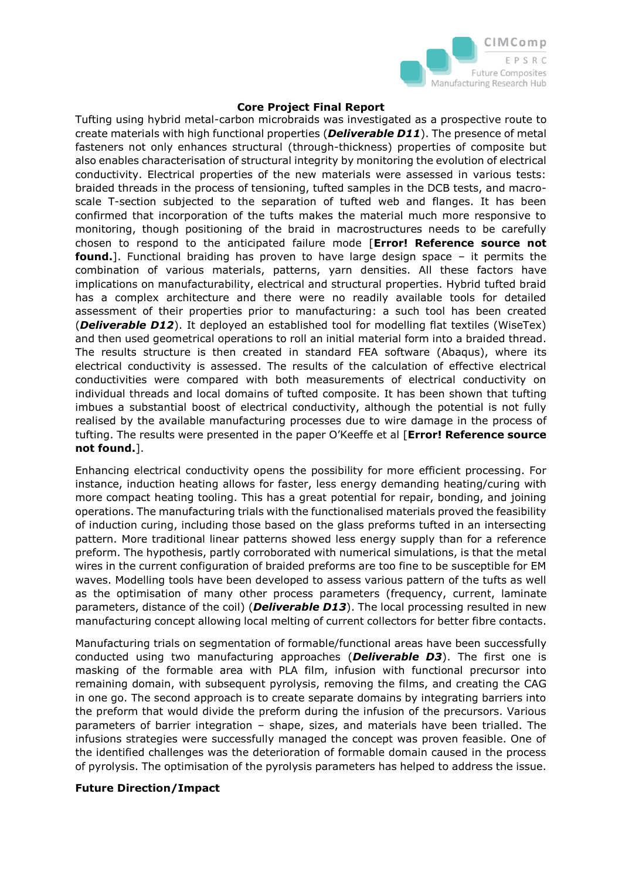**Core Project Final Report**

Tufting using hybrid metal-carbon microbraids was investigated as a prospective route to create materials with high functional properties (***Deliverable D11***). The presence of metal fasteners not only enhances structural (through-thickness) properties of composite but also enables characterisation of structural integrity by monitoring the evolution of electrical conductivity. Electrical properties of the new materials were assessed in various tests: braided threads in the process of tensioning, tufted samples in the DCB tests, and macro-scale T-section subjected to the separation of tufted web and flanges. It has been confirmed that incorporation of the tufts makes the material much more responsive to monitoring, though positioning of the braid in macrostructures needs to be carefully chosen to respond to the anticipated failure mode [**Error! Reference source not found.**]. Functional braiding has proven to have large design space – it permits the combination of various materials, patterns, yarn densities. All these factors have implications on manufacturability, electrical and structural properties. Hybrid tufted braid has a complex architecture and there were no readily available tools for detailed assessment of their properties prior to manufacturing: a such tool has been created (***Deliverable D12***). It deployed an established tool for modelling flat textiles (WiseTex) and then used geometrical operations to roll an initial material form into a braided thread. The results structure is then created in standard FEA software (Abaqus), where its electrical conductivity is assessed. The results of the calculation of effective electrical conductivities were compared with both measurements of electrical conductivity on individual threads and local domains of tufted composite. It has been shown that tufting imbues a substantial boost of electrical conductivity, although the potential is not fully realised by the available manufacturing processes due to wire damage in the process of tufting. The results were presented in the paper O'Keeffe et al [**Error! Reference source not found.**].

Enhancing electrical conductivity opens the possibility for more efficient processing. For instance, induction heating allows for faster, less energy demanding heating/curing with more compact heating tooling. This has a great potential for repair, bonding, and joining operations. The manufacturing trials with the functionalised materials proved the feasibility of induction curing, including those based on the glass preforms tufted in an intersecting pattern. More traditional linear patterns showed less energy supply than for a reference preform. The hypothesis, partly corroborated with numerical simulations, is that the metal wires in the current configuration of braided preforms are too fine to be susceptible for EM waves. Modelling tools have been developed to assess various pattern of the tufts as well as the optimisation of many other process parameters (frequency, current, laminate parameters, distance of the coil) (***Deliverable D13***). The local processing resulted in new manufacturing concept allowing local melting of current collectors for better fibre contacts.

Manufacturing trials on segmentation of formable/functional areas have been successfully conducted using two manufacturing approaches (***Deliverable D3***). The first one is masking of the formable area with PLA film, infusion with functional precursor into remaining domain, with subsequent pyrolysis, removing the films, and creating the CAG in one go. The second approach is to create separate domains by integrating barriers into the preform that would divide the preform during the infusion of the precursors. Various parameters of barrier integration – shape, sizes, and materials have been trialled. The infusions strategies were successfully managed the concept was proven feasible. One of the identified challenges was the deterioration of formable domain caused in the process of pyrolysis. The optimisation of the pyrolysis parameters has helped to address the issue.

**Future Direction/Impact**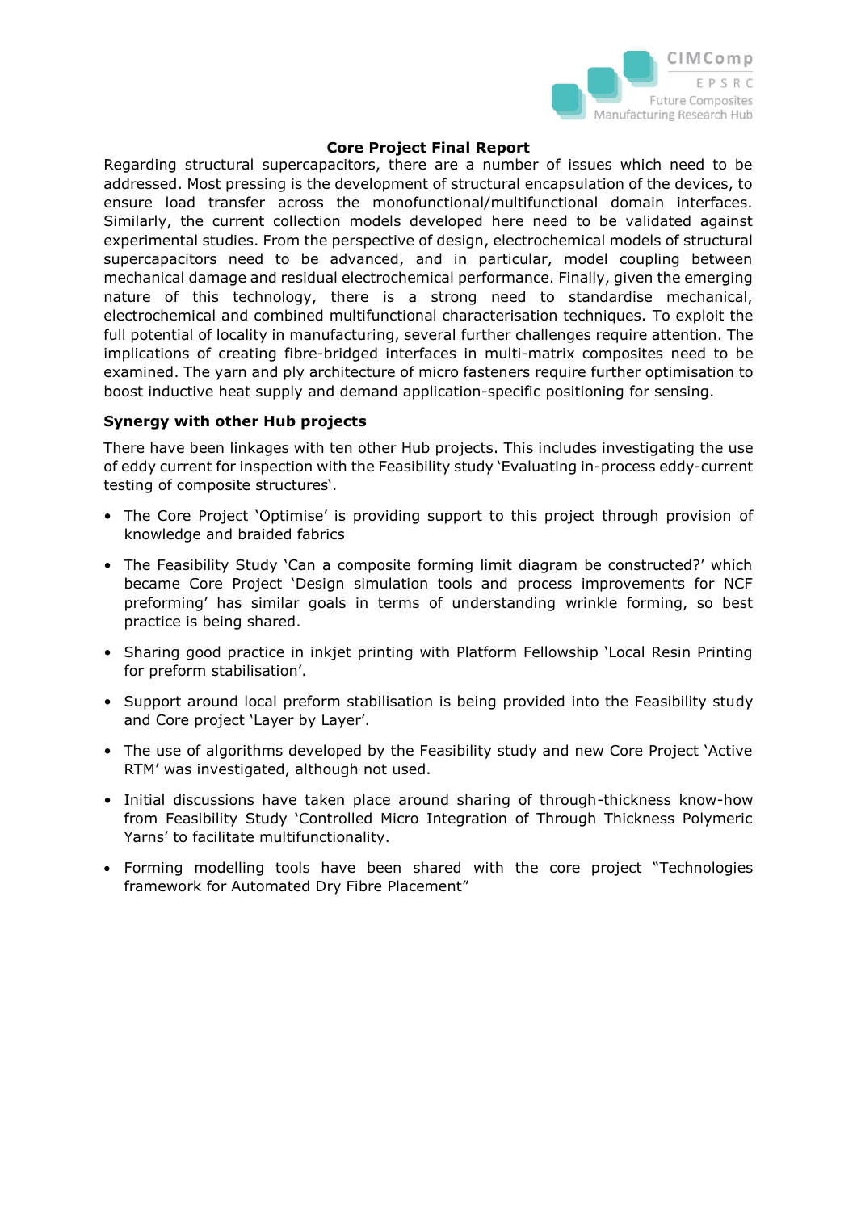**Core Project Final Report**

Regarding structural supercapacitors, there are a number of issues which need to be addressed. Most pressing is the development of structural encapsulation of the devices, to ensure load transfer across the monofunctional/multifunctional domain interfaces. Similarly, the current collection models developed here need to be validated against experimental studies. From the perspective of design, electrochemical models of structural supercapacitors need to be advanced, and in particular, model coupling between mechanical damage and residual electrochemical performance. Finally, given the emerging nature of this technology, there is a strong need to standardise mechanical, electrochemical and combined multifunctional characterisation techniques. To exploit the full potential of locality in manufacturing, several further challenges require attention. The implications of creating fibre-bridged interfaces in multi-matrix composites need to be examined. The yarn and ply architecture of micro fasteners require further optimisation to boost inductive heat supply and demand application-specific positioning for sensing.

**Synergy with other Hub projects**

There have been linkages with ten other Hub projects. This includes investigating the use of eddy current for inspection with the Feasibility study 'Evaluating in-process eddy-current testing of composite structures'.

- The Core Project 'Optimise' is providing support to this project through provision of knowledge and braided fabrics
- The Feasibility Study 'Can a composite forming limit diagram be constructed?' which became Core Project 'Design simulation tools and process improvements for NCF preforming' has similar goals in terms of understanding wrinkle forming, so best practice is being shared.
- Sharing good practice in inkjet printing with Platform Fellowship 'Local Resin Printing for preform stabilisation'.
- Support around local preform stabilisation is being provided into the Feasibility study and Core project 'Layer by Layer'.
- The use of algorithms developed by the Feasibility study and new Core Project 'Active RTM' was investigated, although not used.
- Initial discussions have taken place around sharing of through-thickness know-how from Feasibility Study 'Controlled Micro Integration of Through Thickness Polymeric Yarns' to facilitate multifunctionality.
- Forming modelling tools have been shared with the core project "Technologies framework for Automated Dry Fibre Placement"